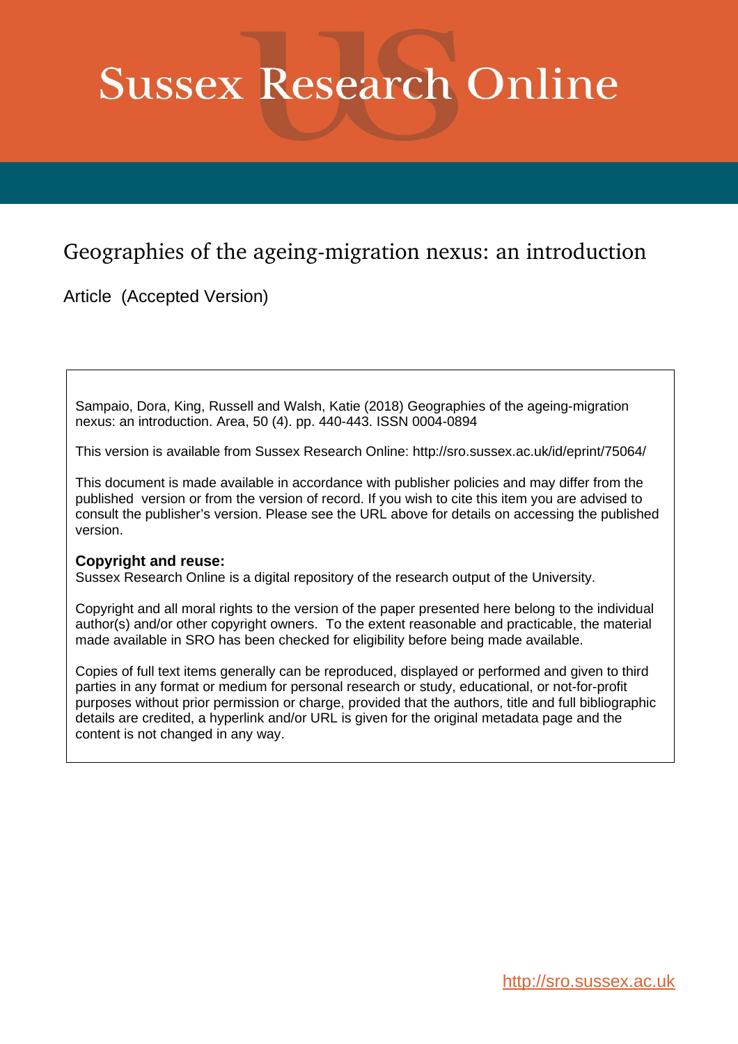# Sussex Research Online

## Geographies of the ageing-migration nexus: an introduction

Article (Accepted Version)

Sampaio, Dora, King, Russell and Walsh, Katie (2018) Geographies of the ageing-migration nexus: an introduction. Area, 50 (4). pp. 440-443. ISSN 0004-0894

This version is available from Sussex Research Online: http://sro.sussex.ac.uk/id/eprint/75064/

This document is made available in accordance with publisher policies and may differ from the published version or from the version of record. If you wish to cite this item you are advised to consult the publisher's version. Please see the URL above for details on accessing the published version.

**Copyright and reuse:**
Sussex Research Online is a digital repository of the research output of the University.

Copyright and all moral rights to the version of the paper presented here belong to the individual author(s) and/or other copyright owners. To the extent reasonable and practicable, the material made available in SRO has been checked for eligibility before being made available.

Copies of full text items generally can be reproduced, displayed or performed and given to third parties in any format or medium for personal research or study, educational, or not-for-profit purposes without prior permission or charge, provided that the authors, title and full bibliographic details are credited, a hyperlink and/or URL is given for the original metadata page and the content is not changed in any way.

http://sro.sussex.ac.uk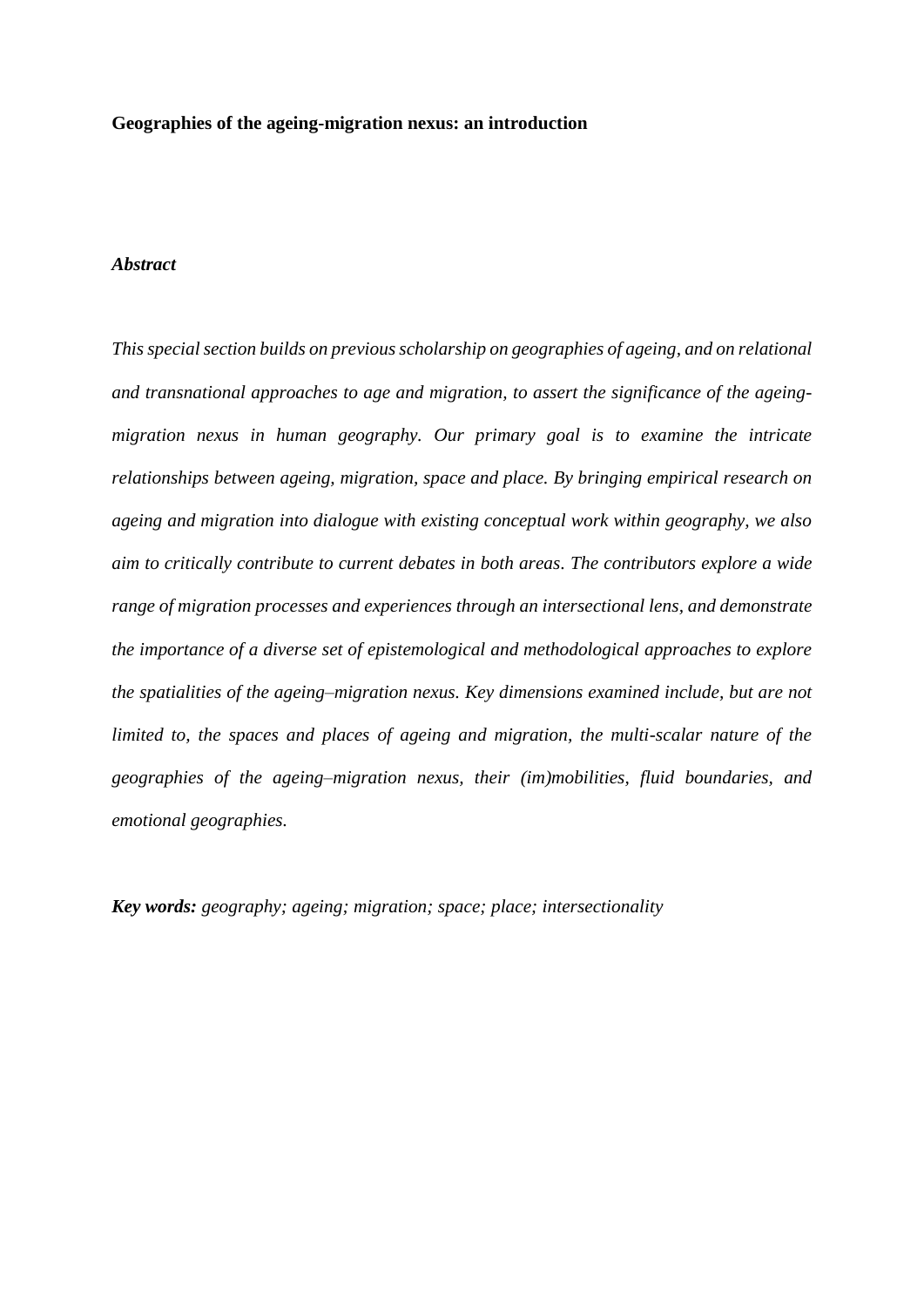**Geographies of the ageing-migration nexus: an introduction**

***Abstract***

*This special section builds on previous scholarship on geographies of ageing, and on relational and transnational approaches to age and migration, to assert the significance of the ageing-migration nexus in human geography. Our primary goal is to examine the intricate relationships between ageing, migration, space and place. By bringing empirical research on ageing and migration into dialogue with existing conceptual work within geography, we also aim to critically contribute to current debates in both areas. The contributors explore a wide range of migration processes and experiences through an intersectional lens, and demonstrate the importance of a diverse set of epistemological and methodological approaches to explore the spatialities of the ageing–migration nexus. Key dimensions examined include, but are not limited to, the spaces and places of ageing and migration, the multi-scalar nature of the geographies of the ageing–migration nexus, their (im)mobilities, fluid boundaries, and emotional geographies.*

***Key words:*** *geography; ageing; migration; space; place; intersectionality*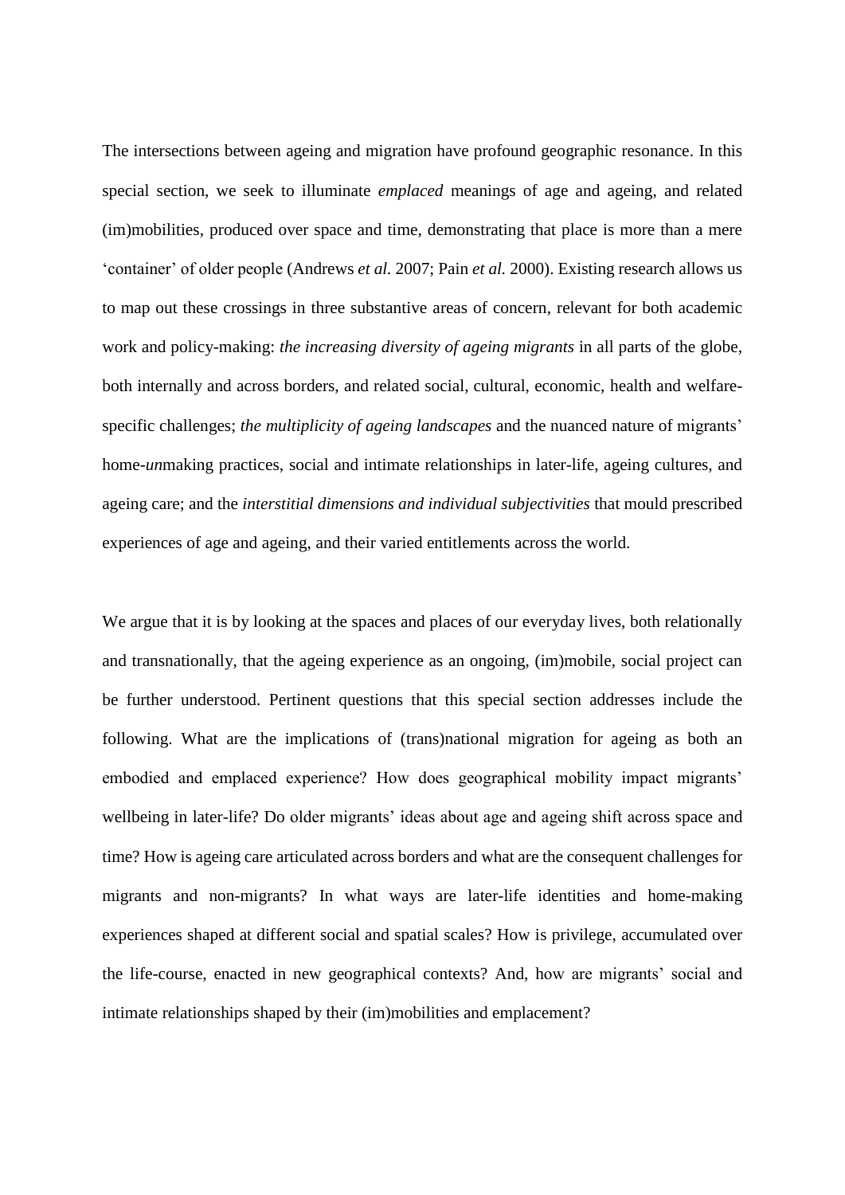The intersections between ageing and migration have profound geographic resonance. In this special section, we seek to illuminate *emplaced* meanings of age and ageing, and related (im)mobilities, produced over space and time, demonstrating that place is more than a mere 'container' of older people (Andrews *et al.* 2007; Pain *et al.* 2000). Existing research allows us to map out these crossings in three substantive areas of concern, relevant for both academic work and policy-making: *the increasing diversity of ageing migrants* in all parts of the globe, both internally and across borders, and related social, cultural, economic, health and welfare-specific challenges; *the multiplicity of ageing landscapes* and the nuanced nature of migrants' home-*un*making practices, social and intimate relationships in later-life, ageing cultures, and ageing care; and the *interstitial dimensions and individual subjectivities* that mould prescribed experiences of age and ageing, and their varied entitlements across the world.

We argue that it is by looking at the spaces and places of our everyday lives, both relationally and transnationally, that the ageing experience as an ongoing, (im)mobile, social project can be further understood. Pertinent questions that this special section addresses include the following. What are the implications of (trans)national migration for ageing as both an embodied and emplaced experience? How does geographical mobility impact migrants' wellbeing in later-life? Do older migrants' ideas about age and ageing shift across space and time? How is ageing care articulated across borders and what are the consequent challenges for migrants and non-migrants? In what ways are later-life identities and home-making experiences shaped at different social and spatial scales? How is privilege, accumulated over the life-course, enacted in new geographical contexts? And, how are migrants' social and intimate relationships shaped by their (im)mobilities and emplacement?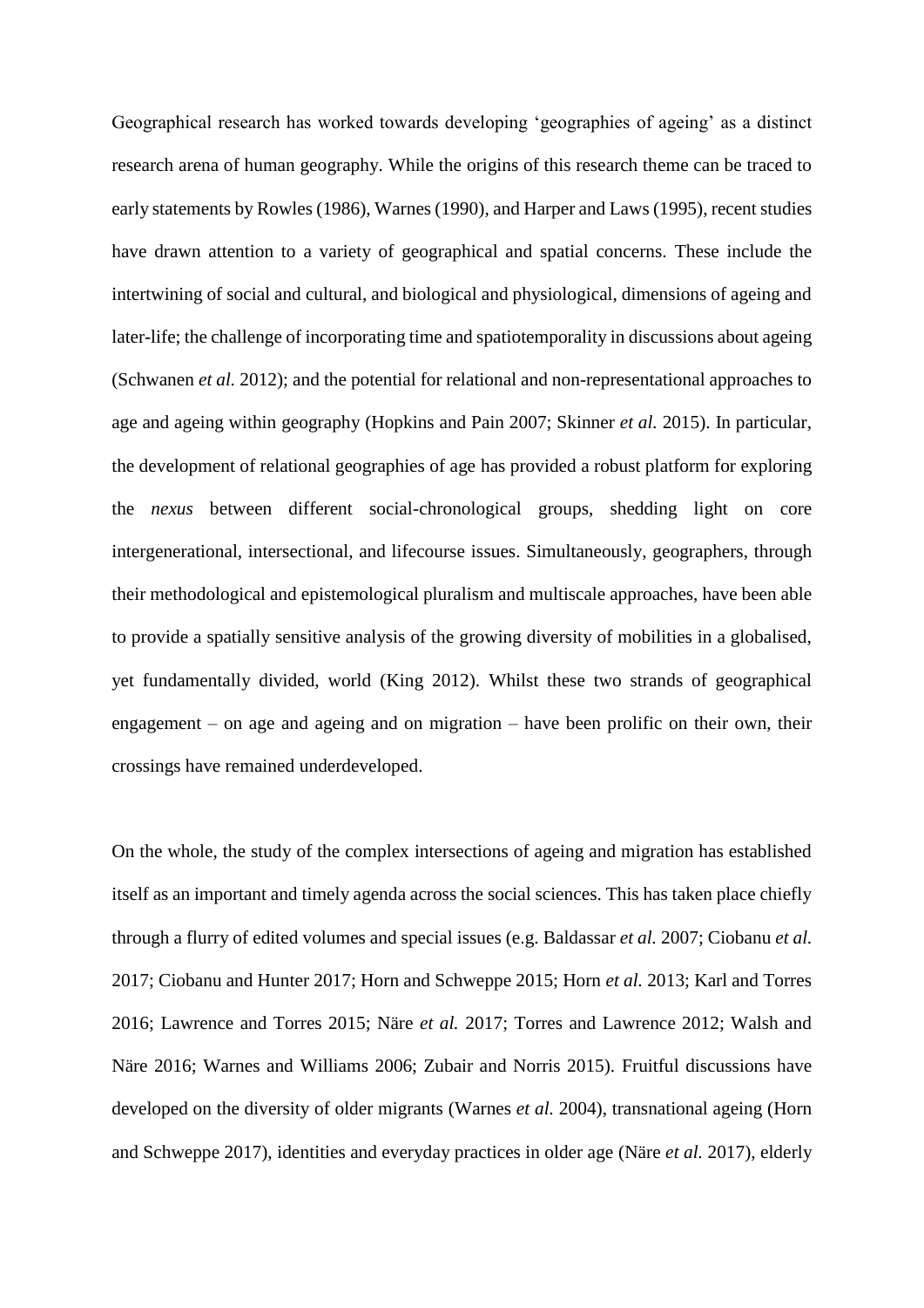Geographical research has worked towards developing 'geographies of ageing' as a distinct research arena of human geography. While the origins of this research theme can be traced to early statements by Rowles (1986), Warnes (1990), and Harper and Laws (1995), recent studies have drawn attention to a variety of geographical and spatial concerns. These include the intertwining of social and cultural, and biological and physiological, dimensions of ageing and later-life; the challenge of incorporating time and spatiotemporality in discussions about ageing (Schwanen *et al.* 2012); and the potential for relational and non-representational approaches to age and ageing within geography (Hopkins and Pain 2007; Skinner *et al.* 2015). In particular, the development of relational geographies of age has provided a robust platform for exploring the *nexus* between different social-chronological groups, shedding light on core intergenerational, intersectional, and lifecourse issues. Simultaneously, geographers, through their methodological and epistemological pluralism and multiscale approaches, have been able to provide a spatially sensitive analysis of the growing diversity of mobilities in a globalised, yet fundamentally divided, world (King 2012). Whilst these two strands of geographical engagement – on age and ageing and on migration – have been prolific on their own, their crossings have remained underdeveloped.

On the whole, the study of the complex intersections of ageing and migration has established itself as an important and timely agenda across the social sciences. This has taken place chiefly through a flurry of edited volumes and special issues (e.g. Baldassar *et al.* 2007; Ciobanu *et al.* 2017; Ciobanu and Hunter 2017; Horn and Schweppe 2015; Horn *et al.* 2013; Karl and Torres 2016; Lawrence and Torres 2015; Näre *et al.* 2017; Torres and Lawrence 2012; Walsh and Näre 2016; Warnes and Williams 2006; Zubair and Norris 2015). Fruitful discussions have developed on the diversity of older migrants (Warnes *et al.* 2004), transnational ageing (Horn and Schweppe 2017), identities and everyday practices in older age (Näre *et al.* 2017), elderly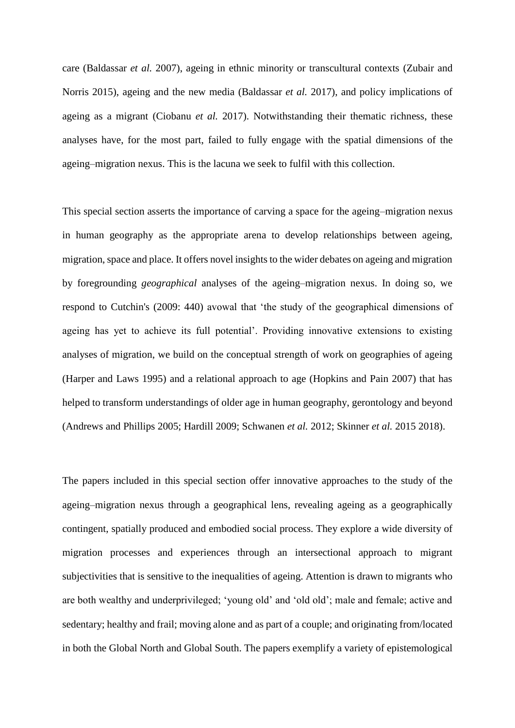care (Baldassar *et al.* 2007), ageing in ethnic minority or transcultural contexts (Zubair and Norris 2015), ageing and the new media (Baldassar *et al.* 2017), and policy implications of ageing as a migrant (Ciobanu *et al.* 2017). Notwithstanding their thematic richness, these analyses have, for the most part, failed to fully engage with the spatial dimensions of the ageing–migration nexus. This is the lacuna we seek to fulfil with this collection.

This special section asserts the importance of carving a space for the ageing–migration nexus in human geography as the appropriate arena to develop relationships between ageing, migration, space and place. It offers novel insights to the wider debates on ageing and migration by foregrounding *geographical* analyses of the ageing–migration nexus. In doing so, we respond to Cutchin's (2009: 440) avowal that 'the study of the geographical dimensions of ageing has yet to achieve its full potential'. Providing innovative extensions to existing analyses of migration, we build on the conceptual strength of work on geographies of ageing (Harper and Laws 1995) and a relational approach to age (Hopkins and Pain 2007) that has helped to transform understandings of older age in human geography, gerontology and beyond (Andrews and Phillips 2005; Hardill 2009; Schwanen *et al.* 2012; Skinner *et al.* 2015 2018).

The papers included in this special section offer innovative approaches to the study of the ageing–migration nexus through a geographical lens, revealing ageing as a geographically contingent, spatially produced and embodied social process. They explore a wide diversity of migration processes and experiences through an intersectional approach to migrant subjectivities that is sensitive to the inequalities of ageing. Attention is drawn to migrants who are both wealthy and underprivileged; 'young old' and 'old old'; male and female; active and sedentary; healthy and frail; moving alone and as part of a couple; and originating from/located in both the Global North and Global South. The papers exemplify a variety of epistemological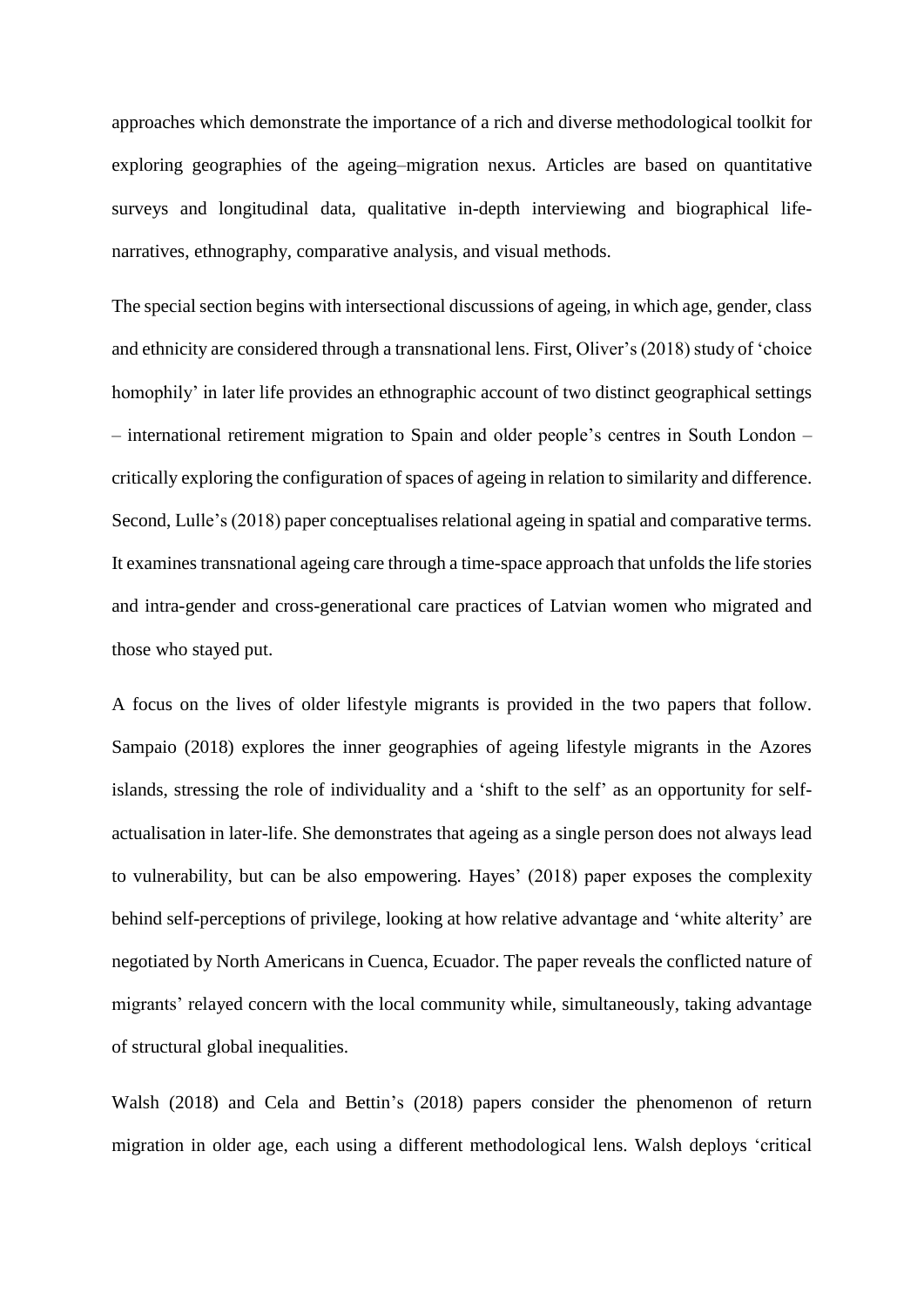approaches which demonstrate the importance of a rich and diverse methodological toolkit for exploring geographies of the ageing–migration nexus. Articles are based on quantitative surveys and longitudinal data, qualitative in-depth interviewing and biographical life-narratives, ethnography, comparative analysis, and visual methods.

The special section begins with intersectional discussions of ageing, in which age, gender, class and ethnicity are considered through a transnational lens. First, Oliver's (2018) study of 'choice homophily' in later life provides an ethnographic account of two distinct geographical settings – international retirement migration to Spain and older people's centres in South London – critically exploring the configuration of spaces of ageing in relation to similarity and difference. Second, Lulle's (2018) paper conceptualises relational ageing in spatial and comparative terms. It examines transnational ageing care through a time-space approach that unfolds the life stories and intra-gender and cross-generational care practices of Latvian women who migrated and those who stayed put.

A focus on the lives of older lifestyle migrants is provided in the two papers that follow. Sampaio (2018) explores the inner geographies of ageing lifestyle migrants in the Azores islands, stressing the role of individuality and a 'shift to the self' as an opportunity for self-actualisation in later-life. She demonstrates that ageing as a single person does not always lead to vulnerability, but can be also empowering. Hayes' (2018) paper exposes the complexity behind self-perceptions of privilege, looking at how relative advantage and 'white alterity' are negotiated by North Americans in Cuenca, Ecuador. The paper reveals the conflicted nature of migrants' relayed concern with the local community while, simultaneously, taking advantage of structural global inequalities.

Walsh (2018) and Cela and Bettin's (2018) papers consider the phenomenon of return migration in older age, each using a different methodological lens. Walsh deploys 'critical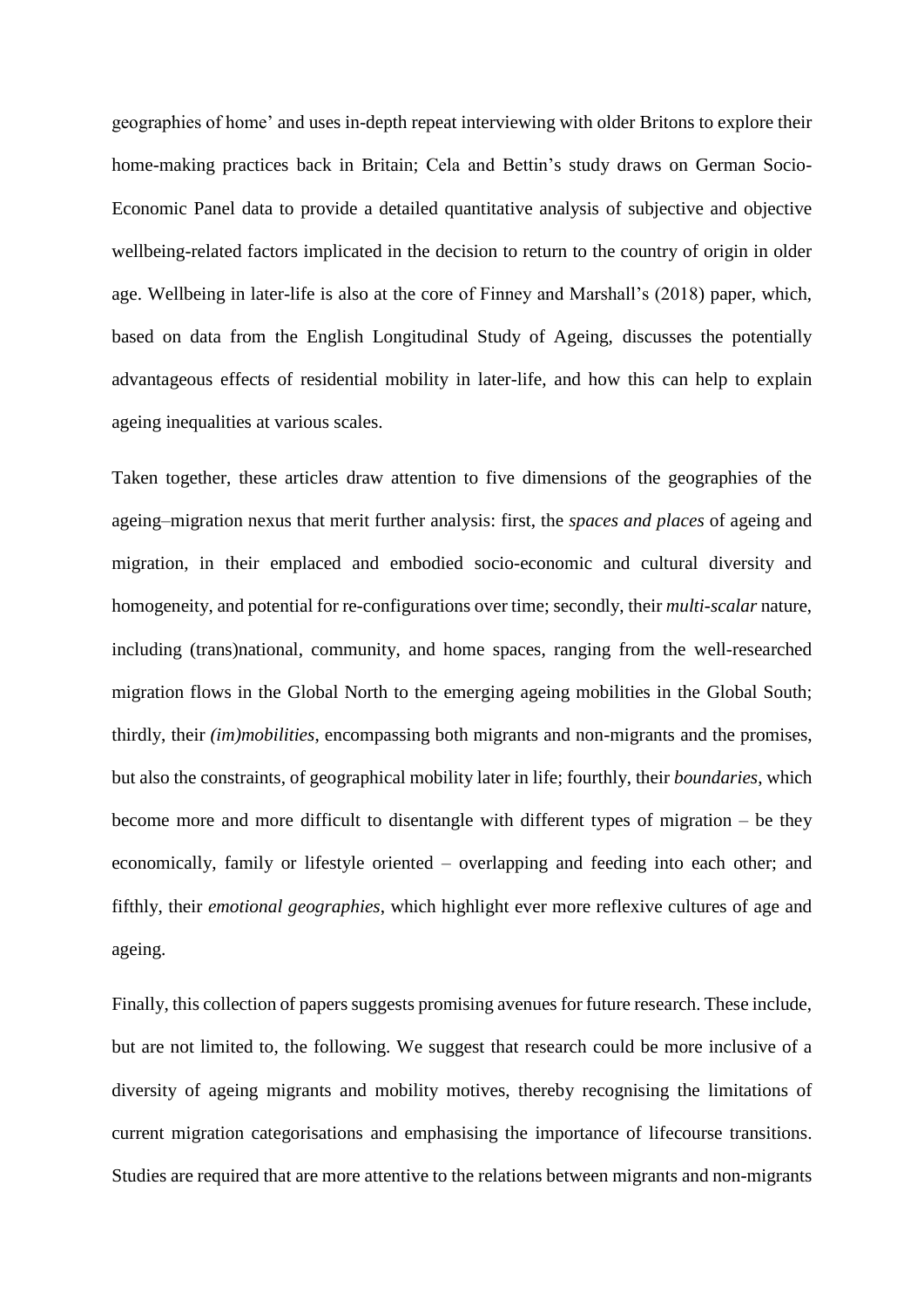geographies of home' and uses in-depth repeat interviewing with older Britons to explore their home-making practices back in Britain; Cela and Bettin's study draws on German Socio-Economic Panel data to provide a detailed quantitative analysis of subjective and objective wellbeing-related factors implicated in the decision to return to the country of origin in older age. Wellbeing in later-life is also at the core of Finney and Marshall's (2018) paper, which, based on data from the English Longitudinal Study of Ageing, discusses the potentially advantageous effects of residential mobility in later-life, and how this can help to explain ageing inequalities at various scales.

Taken together, these articles draw attention to five dimensions of the geographies of the ageing–migration nexus that merit further analysis: first, the *spaces and places* of ageing and migration, in their emplaced and embodied socio-economic and cultural diversity and homogeneity, and potential for re-configurations over time; secondly, their *multi-scalar* nature, including (trans)national, community, and home spaces, ranging from the well-researched migration flows in the Global North to the emerging ageing mobilities in the Global South; thirdly, their *(im)mobilities*, encompassing both migrants and non-migrants and the promises, but also the constraints, of geographical mobility later in life; fourthly, their *boundaries*, which become more and more difficult to disentangle with different types of migration – be they economically, family or lifestyle oriented – overlapping and feeding into each other; and fifthly, their *emotional geographies*, which highlight ever more reflexive cultures of age and ageing.

Finally, this collection of papers suggests promising avenues for future research. These include, but are not limited to, the following. We suggest that research could be more inclusive of a diversity of ageing migrants and mobility motives, thereby recognising the limitations of current migration categorisations and emphasising the importance of lifecourse transitions. Studies are required that are more attentive to the relations between migrants and non-migrants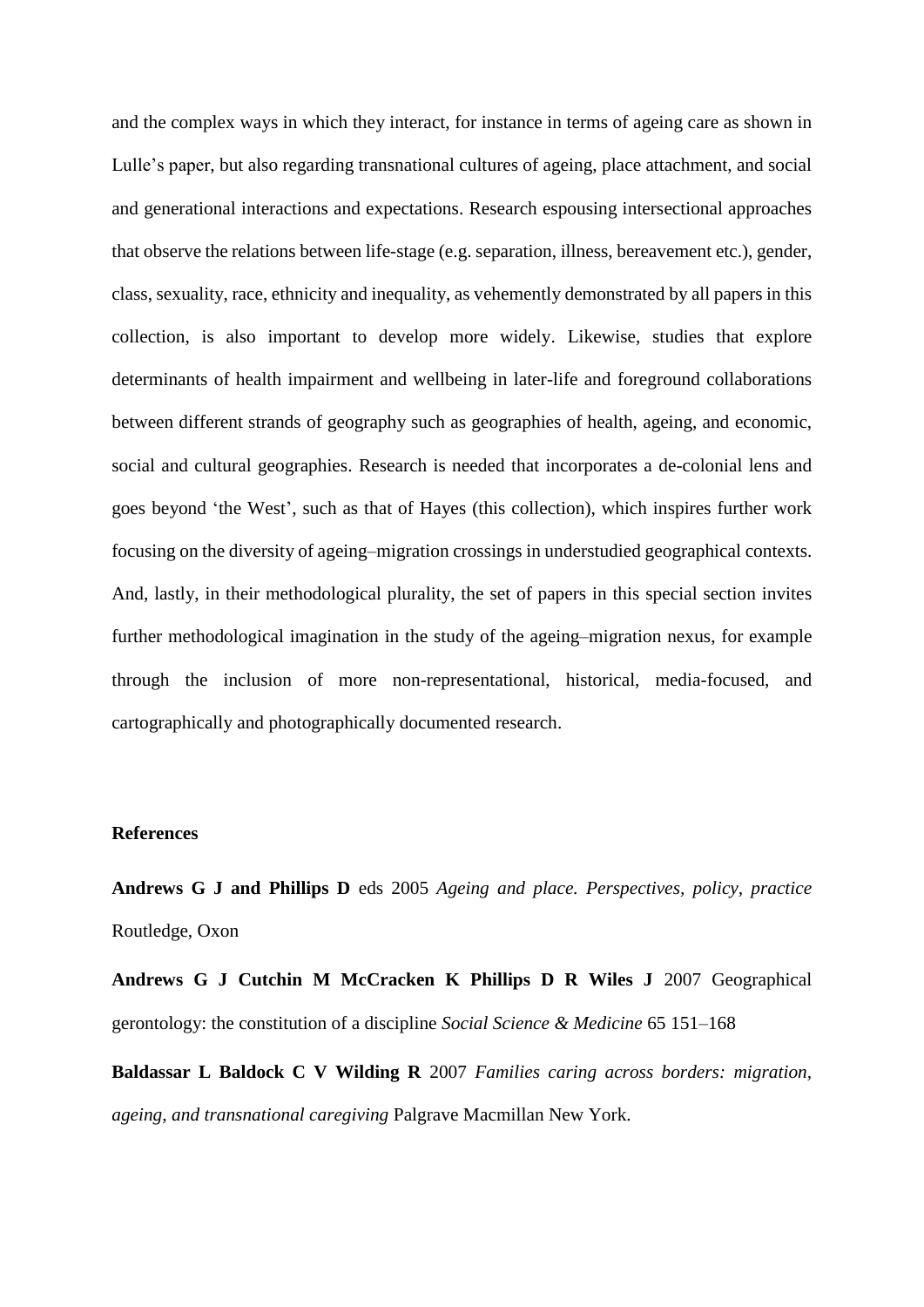and the complex ways in which they interact, for instance in terms of ageing care as shown in Lulle's paper, but also regarding transnational cultures of ageing, place attachment, and social and generational interactions and expectations. Research espousing intersectional approaches that observe the relations between life-stage (e.g. separation, illness, bereavement etc.), gender, class, sexuality, race, ethnicity and inequality, as vehemently demonstrated by all papers in this collection, is also important to develop more widely. Likewise, studies that explore determinants of health impairment and wellbeing in later-life and foreground collaborations between different strands of geography such as geographies of health, ageing, and economic, social and cultural geographies. Research is needed that incorporates a de-colonial lens and goes beyond 'the West', such as that of Hayes (this collection), which inspires further work focusing on the diversity of ageing–migration crossings in understudied geographical contexts. And, lastly, in their methodological plurality, the set of papers in this special section invites further methodological imagination in the study of the ageing–migration nexus, for example through the inclusion of more non-representational, historical, media-focused, and cartographically and photographically documented research.

**References**

**Andrews G J and Phillips D** eds 2005 *Ageing and place. Perspectives, policy, practice* Routledge, Oxon

**Andrews G J Cutchin M McCracken K Phillips D R Wiles J** 2007 Geographical gerontology: the constitution of a discipline *Social Science & Medicine* 65 151–168

**Baldassar L Baldock C V Wilding R** 2007 *Families caring across borders: migration, ageing, and transnational caregiving* Palgrave Macmillan New York.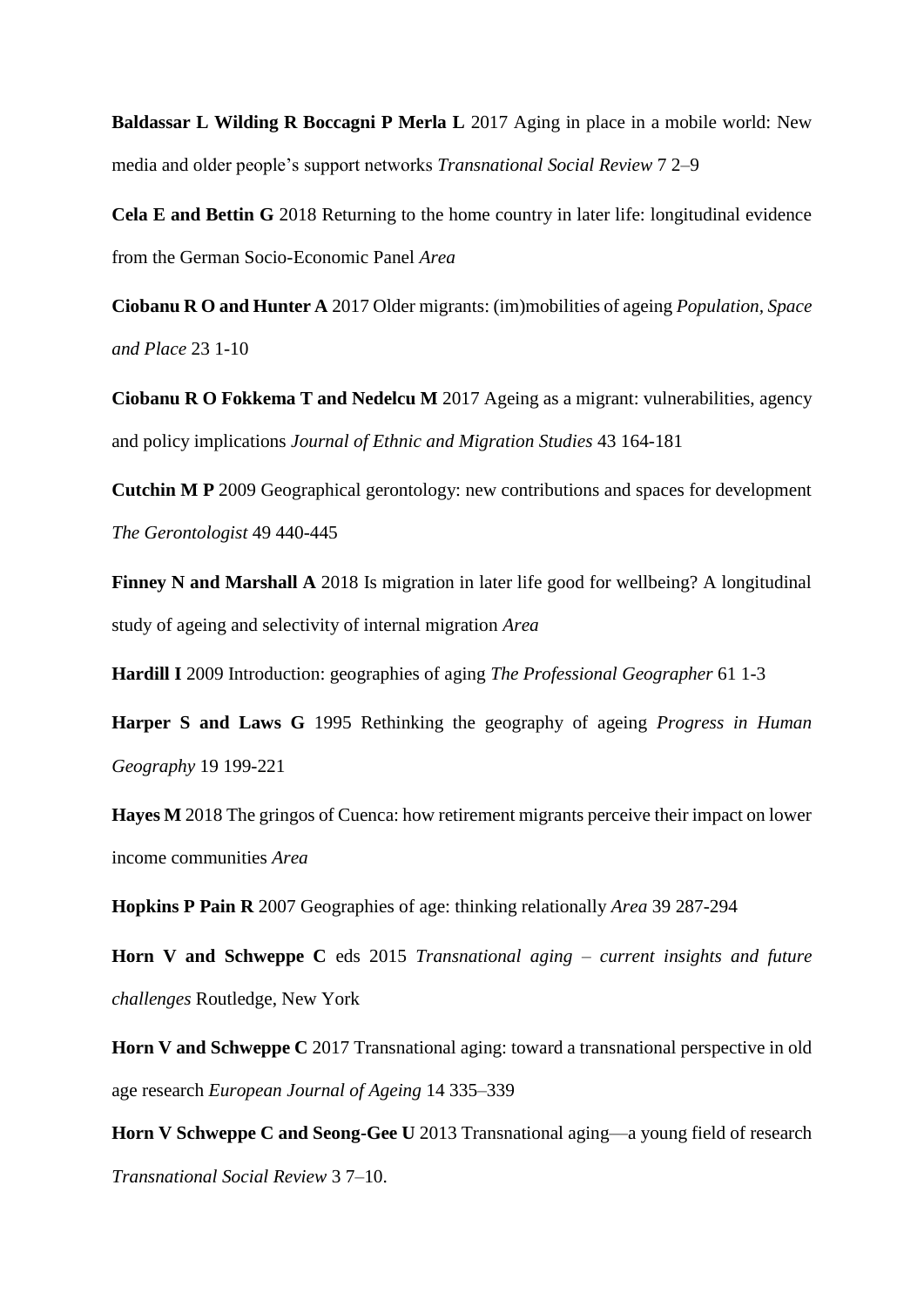**Baldassar L Wilding R Boccagni P Merla L** 2017 Aging in place in a mobile world: New media and older people's support networks *Transnational Social Review* 7 2–9

**Cela E and Bettin G** 2018 Returning to the home country in later life: longitudinal evidence from the German Socio-Economic Panel *Area*

**Ciobanu R O and Hunter A** 2017 Older migrants: (im)mobilities of ageing *Population, Space and Place* 23 1-10

**Ciobanu R O Fokkema T and Nedelcu M** 2017 Ageing as a migrant: vulnerabilities, agency and policy implications *Journal of Ethnic and Migration Studies* 43 164-181

**Cutchin M P** 2009 Geographical gerontology: new contributions and spaces for development *The Gerontologist* 49 440-445

**Finney N and Marshall A** 2018 Is migration in later life good for wellbeing? A longitudinal study of ageing and selectivity of internal migration *Area*

**Hardill I** 2009 Introduction: geographies of aging *The Professional Geographer* 61 1-3

**Harper S and Laws G** 1995 Rethinking the geography of ageing *Progress in Human Geography* 19 199-221

**Hayes M** 2018 The gringos of Cuenca: how retirement migrants perceive their impact on lower income communities *Area*

**Hopkins P Pain R** 2007 Geographies of age: thinking relationally *Area* 39 287-294

**Horn V and Schweppe C** eds 2015 *Transnational aging – current insights and future challenges* Routledge, New York

**Horn V and Schweppe C** 2017 Transnational aging: toward a transnational perspective in old age research *European Journal of Ageing* 14 335–339

**Horn V Schweppe C and Seong-Gee U** 2013 Transnational aging—a young field of research *Transnational Social Review* 3 7–10.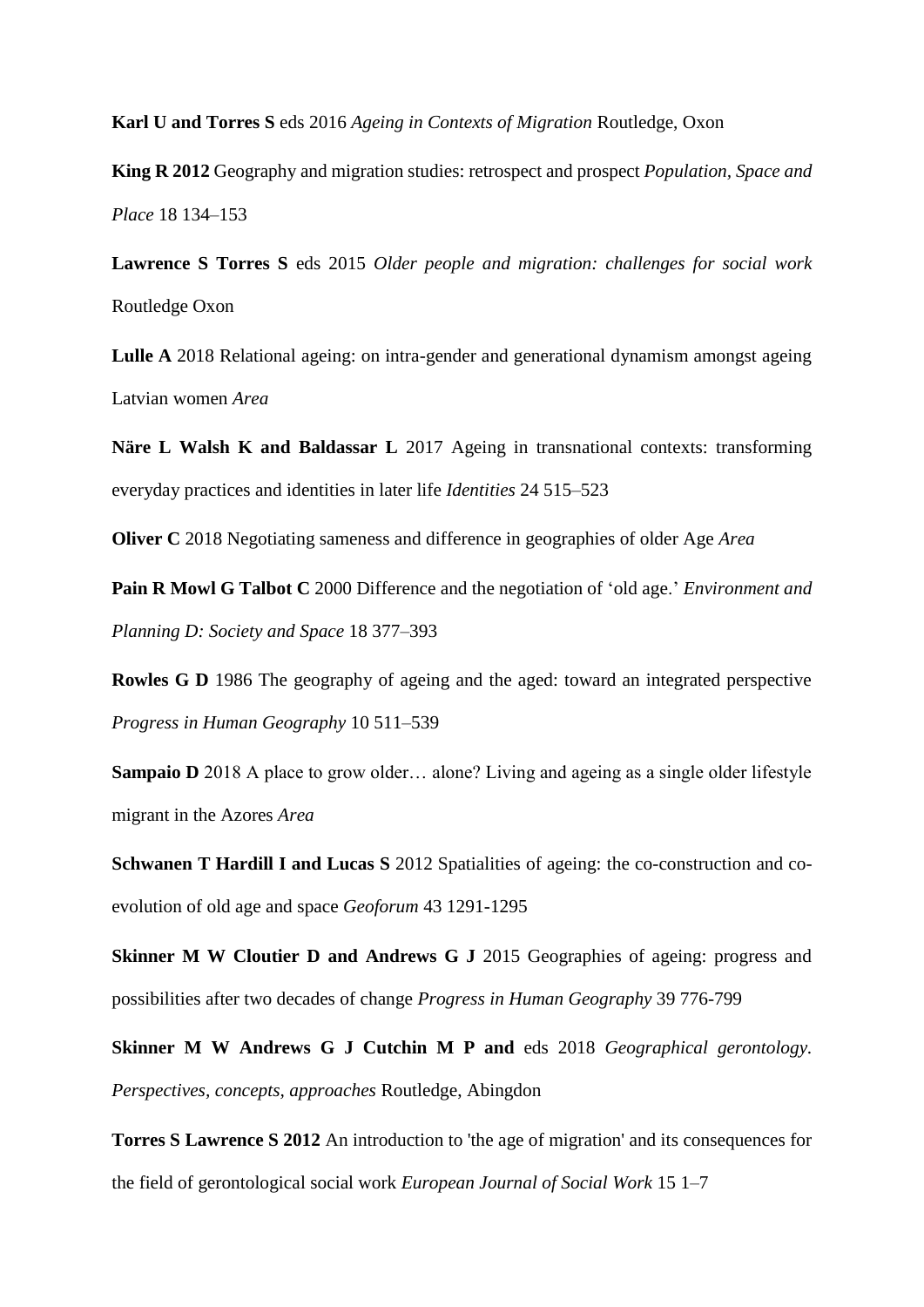**Karl U and Torres S** eds 2016 *Ageing in Contexts of Migration* Routledge, Oxon

**King R 2012** Geography and migration studies: retrospect and prospect *Population, Space and Place* 18 134–153

**Lawrence S Torres S** eds 2015 *Older people and migration: challenges for social work* Routledge Oxon

**Lulle A** 2018 Relational ageing: on intra-gender and generational dynamism amongst ageing Latvian women *Area*

**Näre L Walsh K and Baldassar L** 2017 Ageing in transnational contexts: transforming everyday practices and identities in later life *Identities* 24 515–523

**Oliver C** 2018 Negotiating sameness and difference in geographies of older Age *Area*

**Pain R Mowl G Talbot C** 2000 Difference and the negotiation of 'old age.' *Environment and Planning D: Society and Space* 18 377–393

**Rowles G D** 1986 The geography of ageing and the aged: toward an integrated perspective *Progress in Human Geography* 10 511–539

**Sampaio D** 2018 A place to grow older… alone? Living and ageing as a single older lifestyle migrant in the Azores *Area*

**Schwanen T Hardill I and Lucas S** 2012 Spatialities of ageing: the co-construction and co-evolution of old age and space *Geoforum* 43 1291-1295

**Skinner M W Cloutier D and Andrews G J** 2015 Geographies of ageing: progress and possibilities after two decades of change *Progress in Human Geography* 39 776-799

**Skinner M W Andrews G J Cutchin M P and** eds 2018 *Geographical gerontology. Perspectives, concepts, approaches* Routledge, Abingdon

**Torres S Lawrence S 2012** An introduction to 'the age of migration' and its consequences for the field of gerontological social work *European Journal of Social Work* 15 1–7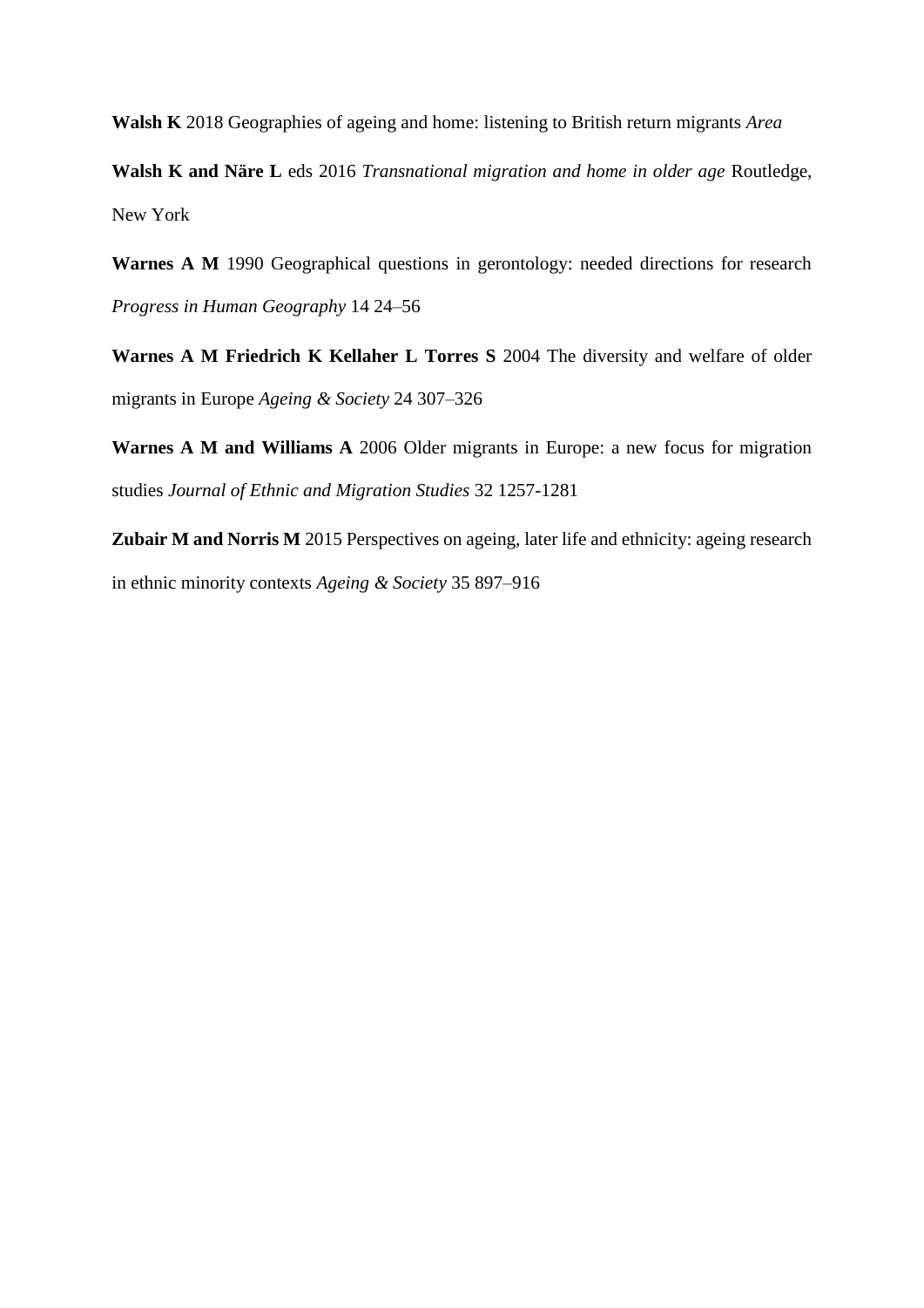**Walsh K** 2018 Geographies of ageing and home: listening to British return migrants *Area*

**Walsh K and Näre L** eds 2016 *Transnational migration and home in older age* Routledge, New York

**Warnes A M** 1990 Geographical questions in gerontology: needed directions for research *Progress in Human Geography* 14 24–56

**Warnes A M Friedrich K Kellaher L Torres S** 2004 The diversity and welfare of older migrants in Europe *Ageing & Society* 24 307–326

**Warnes A M and Williams A** 2006 Older migrants in Europe: a new focus for migration studies *Journal of Ethnic and Migration Studies* 32 1257-1281

**Zubair M and Norris M** 2015 Perspectives on ageing, later life and ethnicity: ageing research in ethnic minority contexts *Ageing & Society* 35 897–916